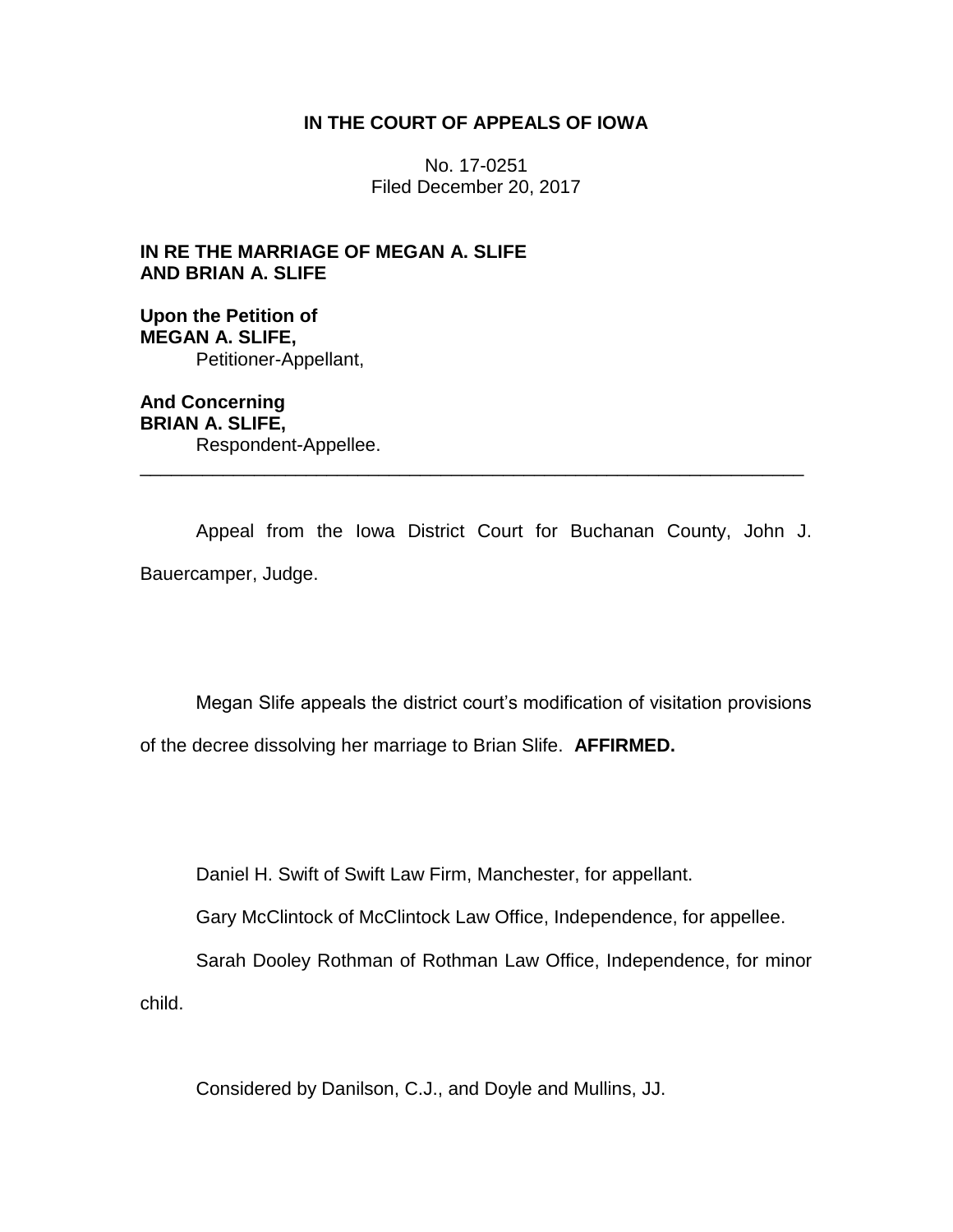**IN THE COURT OF APPEALS OF IOWA**

No. 17-0251
Filed December 20, 2017

**IN RE THE MARRIAGE OF MEGAN A. SLIFE AND BRIAN A. SLIFE**

**Upon the Petition of**
**MEGAN A. SLIFE,**
Petitioner-Appellant,

**And Concerning**
**BRIAN A. SLIFE,**
Respondent-Appellee.

---

Appeal from the Iowa District Court for Buchanan County, John J. Bauercamper, Judge.

Megan Slife appeals the district court's modification of visitation provisions of the decree dissolving her marriage to Brian Slife. **AFFIRMED.**

Daniel H. Swift of Swift Law Firm, Manchester, for appellant.

Gary McClintock of McClintock Law Office, Independence, for appellee.

Sarah Dooley Rothman of Rothman Law Office, Independence, for minor child.

Considered by Danilson, C.J., and Doyle and Mullins, JJ.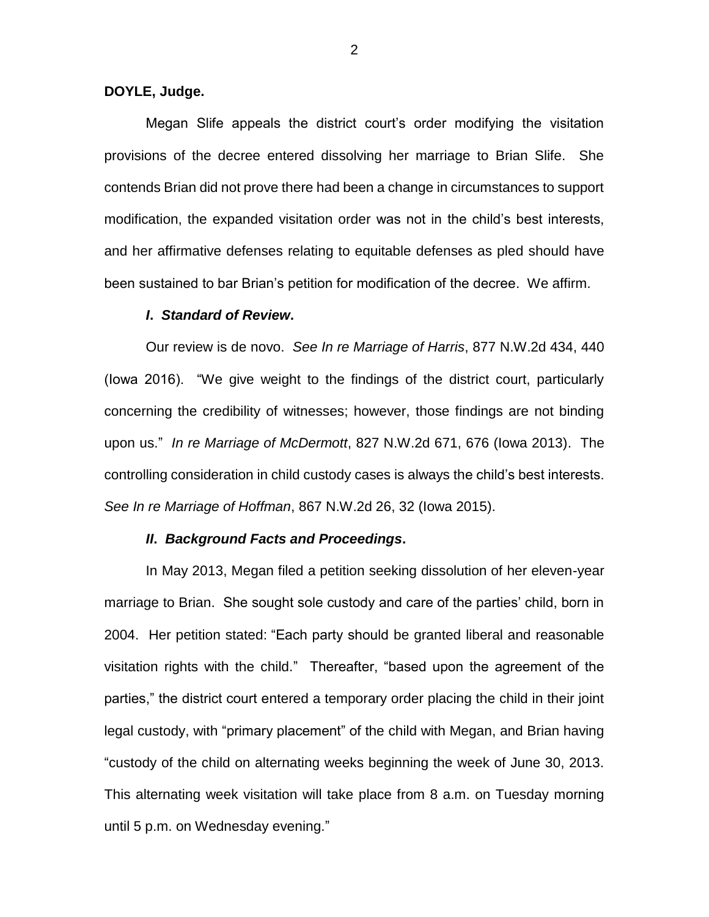**DOYLE, Judge.**

Megan Slife appeals the district court's order modifying the visitation provisions of the decree entered dissolving her marriage to Brian Slife. She contends Brian did not prove there had been a change in circumstances to support modification, the expanded visitation order was not in the child's best interests, and her affirmative defenses relating to equitable defenses as pled should have been sustained to bar Brian's petition for modification of the decree. We affirm.

### *I. Standard of Review***.**

Our review is de novo. *See In re Marriage of Harris*, 877 N.W.2d 434, 440 (Iowa 2016). "We give weight to the findings of the district court, particularly concerning the credibility of witnesses; however, those findings are not binding upon us." *In re Marriage of McDermott*, 827 N.W.2d 671, 676 (Iowa 2013). The controlling consideration in child custody cases is always the child's best interests. *See In re Marriage of Hoffman*, 867 N.W.2d 26, 32 (Iowa 2015).

### *II. Background Facts and Proceedings***.**

In May 2013, Megan filed a petition seeking dissolution of her eleven-year marriage to Brian. She sought sole custody and care of the parties' child, born in 2004. Her petition stated: "Each party should be granted liberal and reasonable visitation rights with the child." Thereafter, "based upon the agreement of the parties," the district court entered a temporary order placing the child in their joint legal custody, with "primary placement" of the child with Megan, and Brian having "custody of the child on alternating weeks beginning the week of June 30, 2013. This alternating week visitation will take place from 8 a.m. on Tuesday morning until 5 p.m. on Wednesday evening."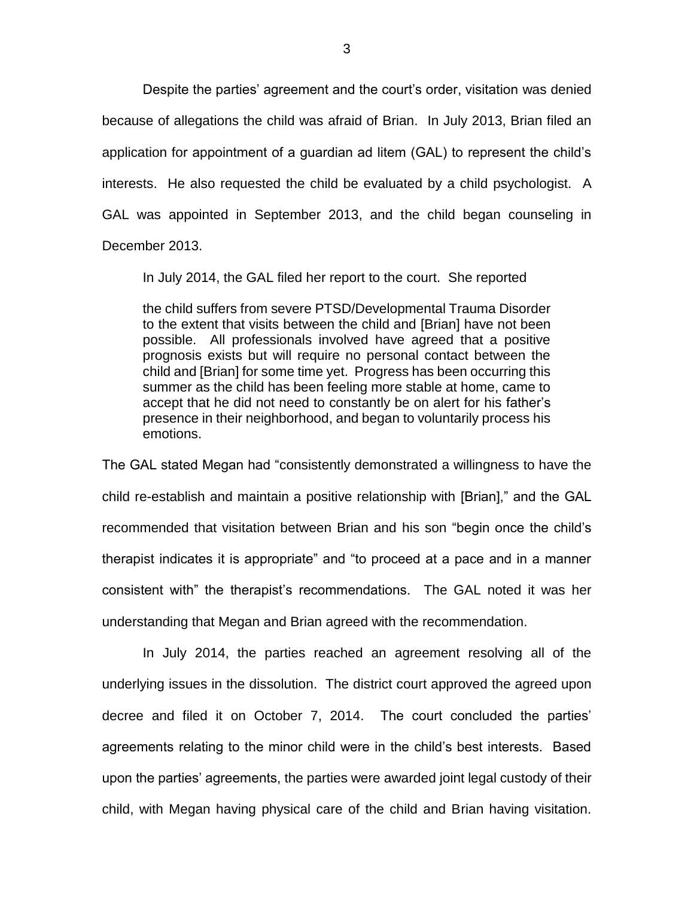Despite the parties' agreement and the court's order, visitation was denied because of allegations the child was afraid of Brian. In July 2013, Brian filed an application for appointment of a guardian ad litem (GAL) to represent the child's interests. He also requested the child be evaluated by a child psychologist. A GAL was appointed in September 2013, and the child began counseling in December 2013.

In July 2014, the GAL filed her report to the court. She reported

> the child suffers from severe PTSD/Developmental Trauma Disorder to the extent that visits between the child and [Brian] have not been possible. All professionals involved have agreed that a positive prognosis exists but will require no personal contact between the child and [Brian] for some time yet. Progress has been occurring this summer as the child has been feeling more stable at home, came to accept that he did not need to constantly be on alert for his father's presence in their neighborhood, and began to voluntarily process his emotions.

The GAL stated Megan had "consistently demonstrated a willingness to have the child re-establish and maintain a positive relationship with [Brian]," and the GAL recommended that visitation between Brian and his son "begin once the child's therapist indicates it is appropriate" and "to proceed at a pace and in a manner consistent with" the therapist's recommendations. The GAL noted it was her understanding that Megan and Brian agreed with the recommendation.

In July 2014, the parties reached an agreement resolving all of the underlying issues in the dissolution. The district court approved the agreed upon decree and filed it on October 7, 2014. The court concluded the parties' agreements relating to the minor child were in the child's best interests. Based upon the parties' agreements, the parties were awarded joint legal custody of their child, with Megan having physical care of the child and Brian having visitation.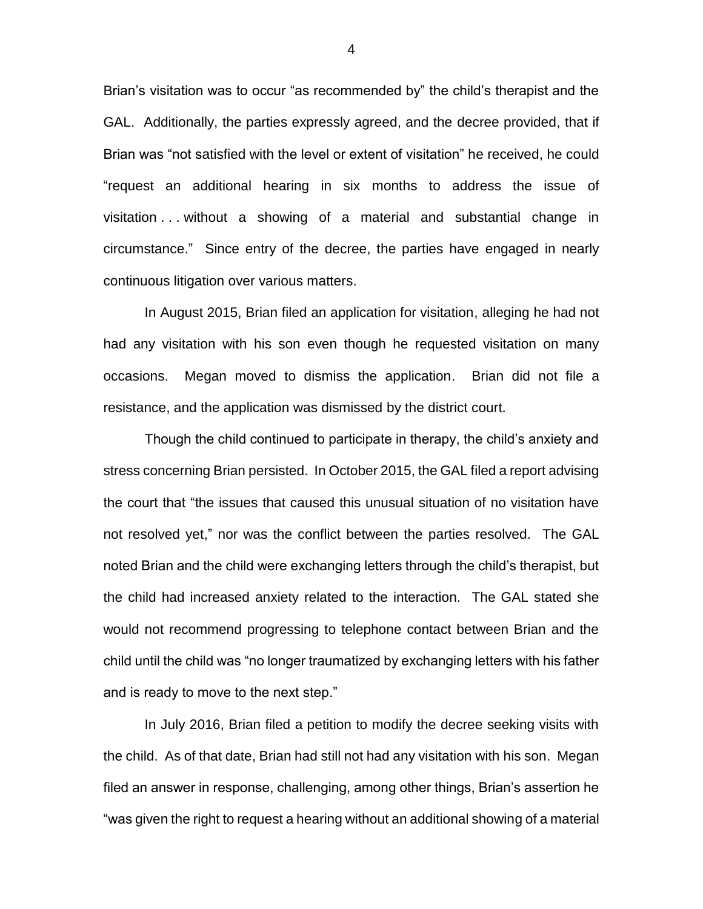Brian's visitation was to occur "as recommended by" the child's therapist and the GAL. Additionally, the parties expressly agreed, and the decree provided, that if Brian was "not satisfied with the level or extent of visitation" he received, he could "request an additional hearing in six months to address the issue of visitation . . . without a showing of a material and substantial change in circumstance." Since entry of the decree, the parties have engaged in nearly continuous litigation over various matters.

In August 2015, Brian filed an application for visitation, alleging he had not had any visitation with his son even though he requested visitation on many occasions. Megan moved to dismiss the application. Brian did not file a resistance, and the application was dismissed by the district court.

Though the child continued to participate in therapy, the child's anxiety and stress concerning Brian persisted. In October 2015, the GAL filed a report advising the court that "the issues that caused this unusual situation of no visitation have not resolved yet," nor was the conflict between the parties resolved. The GAL noted Brian and the child were exchanging letters through the child's therapist, but the child had increased anxiety related to the interaction. The GAL stated she would not recommend progressing to telephone contact between Brian and the child until the child was "no longer traumatized by exchanging letters with his father and is ready to move to the next step."

In July 2016, Brian filed a petition to modify the decree seeking visits with the child. As of that date, Brian had still not had any visitation with his son. Megan filed an answer in response, challenging, among other things, Brian's assertion he "was given the right to request a hearing without an additional showing of a material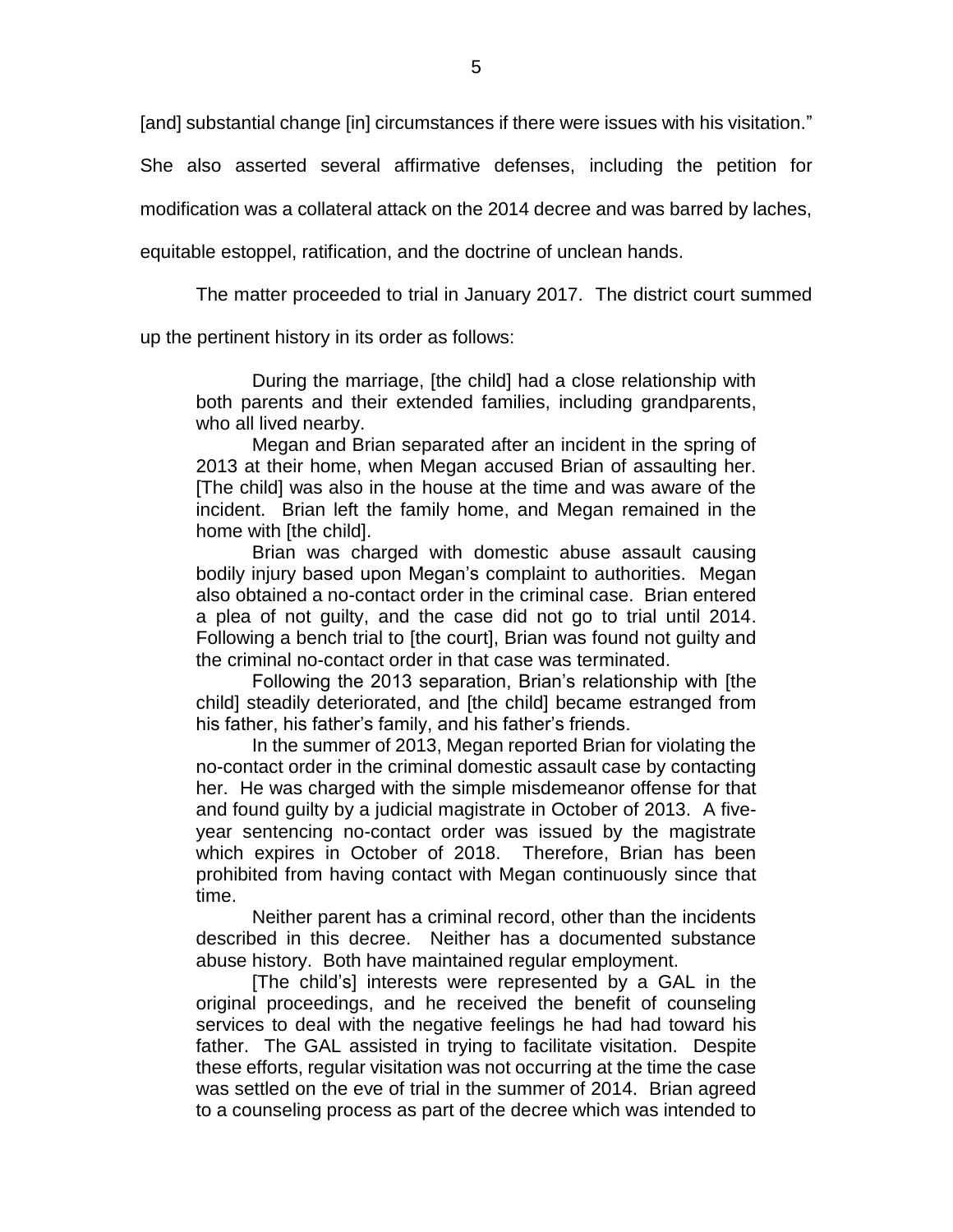[and] substantial change [in] circumstances if there were issues with his visitation." She also asserted several affirmative defenses, including the petition for modification was a collateral attack on the 2014 decree and was barred by laches, equitable estoppel, ratification, and the doctrine of unclean hands.

The matter proceeded to trial in January 2017. The district court summed up the pertinent history in its order as follows:

> During the marriage, [the child] had a close relationship with both parents and their extended families, including grandparents, who all lived nearby.
>
> Megan and Brian separated after an incident in the spring of 2013 at their home, when Megan accused Brian of assaulting her. [The child] was also in the house at the time and was aware of the incident. Brian left the family home, and Megan remained in the home with [the child].
>
> Brian was charged with domestic abuse assault causing bodily injury based upon Megan's complaint to authorities. Megan also obtained a no-contact order in the criminal case. Brian entered a plea of not guilty, and the case did not go to trial until 2014. Following a bench trial to [the court], Brian was found not guilty and the criminal no-contact order in that case was terminated.
>
> Following the 2013 separation, Brian's relationship with [the child] steadily deteriorated, and [the child] became estranged from his father, his father's family, and his father's friends.
>
> In the summer of 2013, Megan reported Brian for violating the no-contact order in the criminal domestic assault case by contacting her. He was charged with the simple misdemeanor offense for that and found guilty by a judicial magistrate in October of 2013. A five-year sentencing no-contact order was issued by the magistrate which expires in October of 2018. Therefore, Brian has been prohibited from having contact with Megan continuously since that time.
>
> Neither parent has a criminal record, other than the incidents described in this decree. Neither has a documented substance abuse history. Both have maintained regular employment.
>
> [The child's] interests were represented by a GAL in the original proceedings, and he received the benefit of counseling services to deal with the negative feelings he had had toward his father. The GAL assisted in trying to facilitate visitation. Despite these efforts, regular visitation was not occurring at the time the case was settled on the eve of trial in the summer of 2014. Brian agreed to a counseling process as part of the decree which was intended to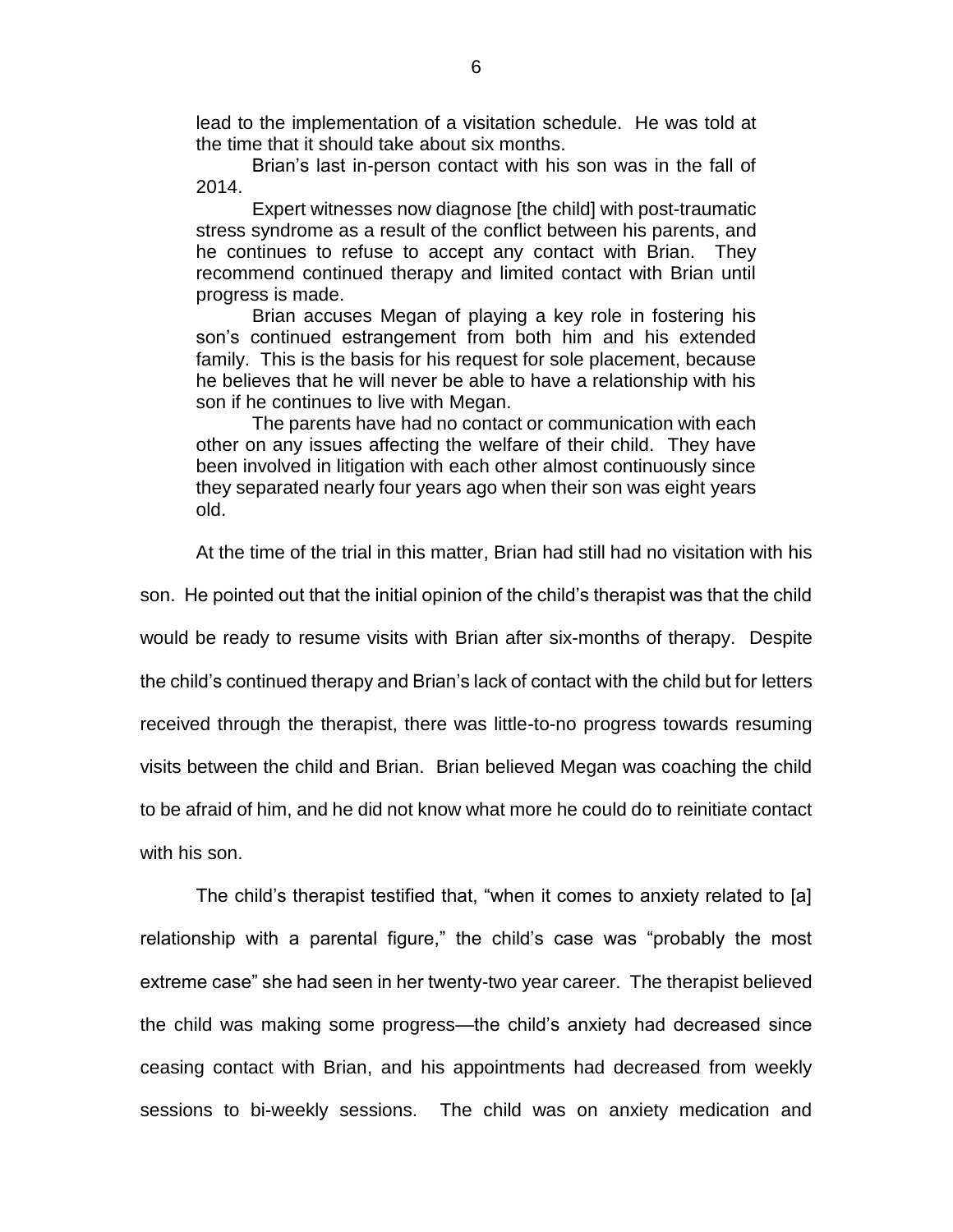> lead to the implementation of a visitation schedule. He was told at the time that it should take about six months.
>
> Brian's last in-person contact with his son was in the fall of 2014.
>
> Expert witnesses now diagnose [the child] with post-traumatic stress syndrome as a result of the conflict between his parents, and he continues to refuse to accept any contact with Brian. They recommend continued therapy and limited contact with Brian until progress is made.
>
> Brian accuses Megan of playing a key role in fostering his son's continued estrangement from both him and his extended family. This is the basis for his request for sole placement, because he believes that he will never be able to have a relationship with his son if he continues to live with Megan.
>
> The parents have had no contact or communication with each other on any issues affecting the welfare of their child. They have been involved in litigation with each other almost continuously since they separated nearly four years ago when their son was eight years old.

At the time of the trial in this matter, Brian had still had no visitation with his son. He pointed out that the initial opinion of the child's therapist was that the child would be ready to resume visits with Brian after six-months of therapy. Despite the child's continued therapy and Brian's lack of contact with the child but for letters received through the therapist, there was little-to-no progress towards resuming visits between the child and Brian. Brian believed Megan was coaching the child to be afraid of him, and he did not know what more he could do to reinitiate contact with his son.

The child's therapist testified that, "when it comes to anxiety related to [a] relationship with a parental figure," the child's case was "probably the most extreme case" she had seen in her twenty-two year career. The therapist believed the child was making some progress—the child's anxiety had decreased since ceasing contact with Brian, and his appointments had decreased from weekly sessions to bi-weekly sessions. The child was on anxiety medication and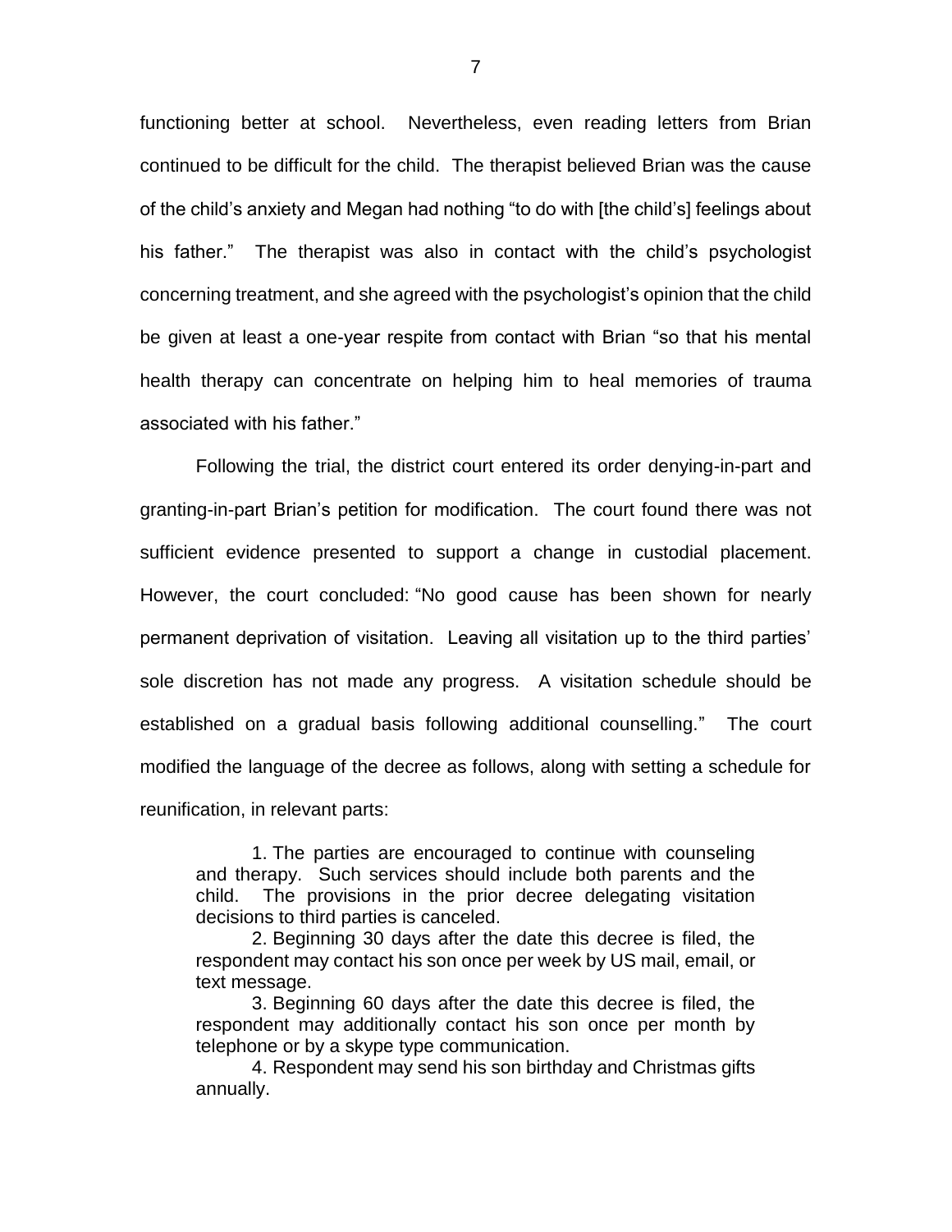functioning better at school. Nevertheless, even reading letters from Brian continued to be difficult for the child. The therapist believed Brian was the cause of the child's anxiety and Megan had nothing "to do with [the child's] feelings about his father." The therapist was also in contact with the child's psychologist concerning treatment, and she agreed with the psychologist's opinion that the child be given at least a one-year respite from contact with Brian "so that his mental health therapy can concentrate on helping him to heal memories of trauma associated with his father."

Following the trial, the district court entered its order denying-in-part and granting-in-part Brian's petition for modification. The court found there was not sufficient evidence presented to support a change in custodial placement. However, the court concluded: "No good cause has been shown for nearly permanent deprivation of visitation. Leaving all visitation up to the third parties' sole discretion has not made any progress. A visitation schedule should be established on a gradual basis following additional counselling." The court modified the language of the decree as follows, along with setting a schedule for reunification, in relevant parts:

> 1. The parties are encouraged to continue with counseling and therapy. Such services should include both parents and the child. The provisions in the prior decree delegating visitation decisions to third parties is canceled.
>
> 2. Beginning 30 days after the date this decree is filed, the respondent may contact his son once per week by US mail, email, or text message.
>
> 3. Beginning 60 days after the date this decree is filed, the respondent may additionally contact his son once per month by telephone or by a skype type communication.
>
> 4. Respondent may send his son birthday and Christmas gifts annually.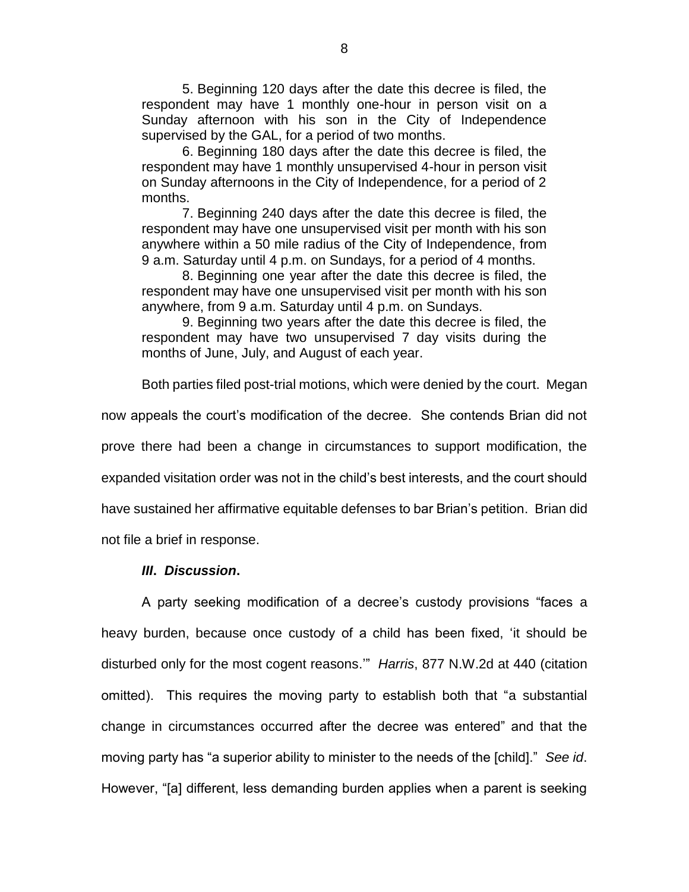5. Beginning 120 days after the date this decree is filed, the respondent may have 1 monthly one-hour in person visit on a Sunday afternoon with his son in the City of Independence supervised by the GAL, for a period of two months.

6. Beginning 180 days after the date this decree is filed, the respondent may have 1 monthly unsupervised 4-hour in person visit on Sunday afternoons in the City of Independence, for a period of 2 months.

7. Beginning 240 days after the date this decree is filed, the respondent may have one unsupervised visit per month with his son anywhere within a 50 mile radius of the City of Independence, from 9 a.m. Saturday until 4 p.m. on Sundays, for a period of 4 months.

8. Beginning one year after the date this decree is filed, the respondent may have one unsupervised visit per month with his son anywhere, from 9 a.m. Saturday until 4 p.m. on Sundays.

9. Beginning two years after the date this decree is filed, the respondent may have two unsupervised 7 day visits during the months of June, July, and August of each year.

Both parties filed post-trial motions, which were denied by the court. Megan now appeals the court's modification of the decree. She contends Brian did not prove there had been a change in circumstances to support modification, the expanded visitation order was not in the child's best interests, and the court should have sustained her affirmative equitable defenses to bar Brian's petition. Brian did not file a brief in response.

### ***III. Discussion.***

A party seeking modification of a decree's custody provisions "faces a heavy burden, because once custody of a child has been fixed, 'it should be disturbed only for the most cogent reasons.'" *Harris*, 877 N.W.2d at 440 (citation omitted). This requires the moving party to establish both that "a substantial change in circumstances occurred after the decree was entered" and that the moving party has "a superior ability to minister to the needs of the [child]." *See id*. However, "[a] different, less demanding burden applies when a parent is seeking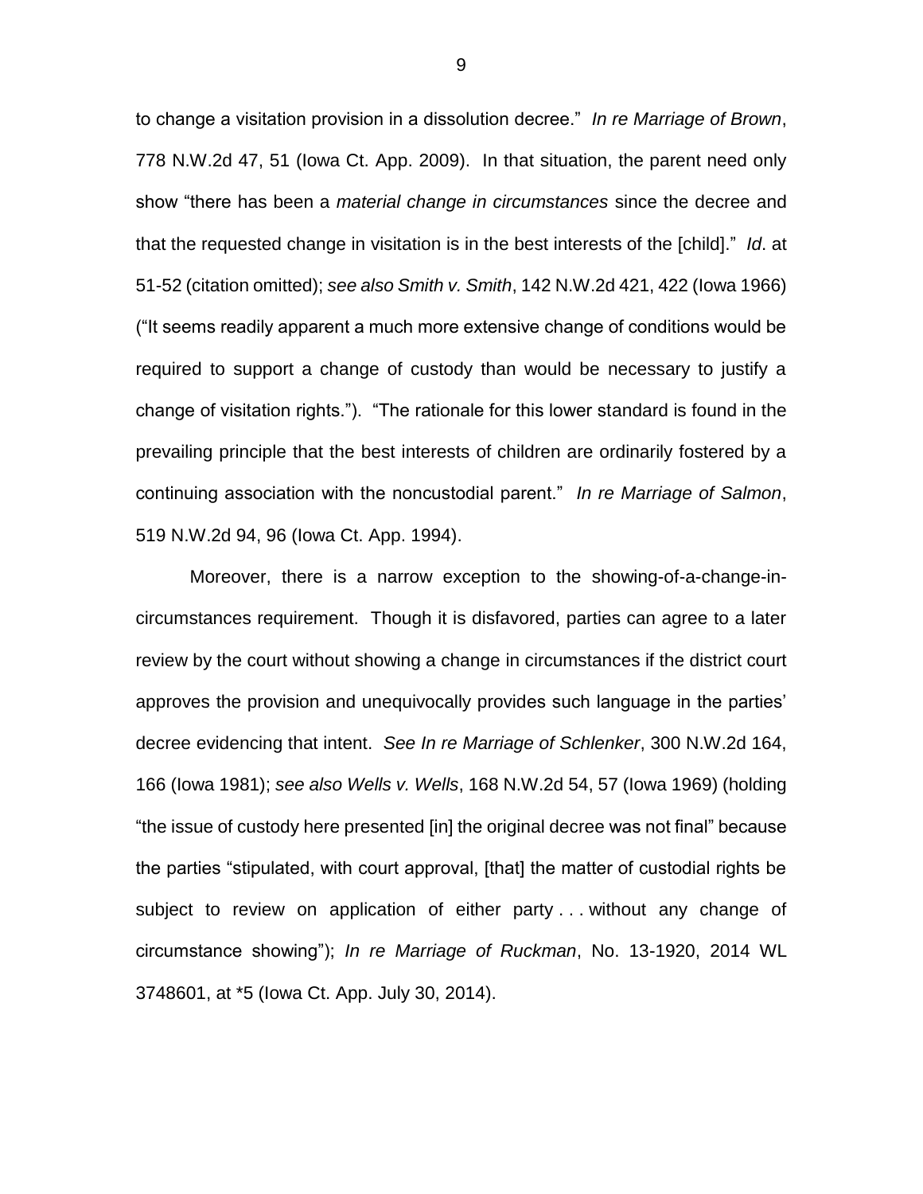to change a visitation provision in a dissolution decree." *In re Marriage of Brown*, 778 N.W.2d 47, 51 (Iowa Ct. App. 2009). In that situation, the parent need only show "there has been a *material change in circumstances* since the decree and that the requested change in visitation is in the best interests of the [child]." *Id*. at 51-52 (citation omitted); *see also Smith v. Smith*, 142 N.W.2d 421, 422 (Iowa 1966) ("It seems readily apparent a much more extensive change of conditions would be required to support a change of custody than would be necessary to justify a change of visitation rights."). "The rationale for this lower standard is found in the prevailing principle that the best interests of children are ordinarily fostered by a continuing association with the noncustodial parent." *In re Marriage of Salmon*, 519 N.W.2d 94, 96 (Iowa Ct. App. 1994).

Moreover, there is a narrow exception to the showing-of-a-change-in-circumstances requirement. Though it is disfavored, parties can agree to a later review by the court without showing a change in circumstances if the district court approves the provision and unequivocally provides such language in the parties' decree evidencing that intent. *See In re Marriage of Schlenker*, 300 N.W.2d 164, 166 (Iowa 1981); *see also Wells v. Wells*, 168 N.W.2d 54, 57 (Iowa 1969) (holding "the issue of custody here presented [in] the original decree was not final" because the parties "stipulated, with court approval, [that] the matter of custodial rights be subject to review on application of either party . . . without any change of circumstance showing"); *In re Marriage of Ruckman*, No. 13-1920, 2014 WL 3748601, at *5 (Iowa Ct. App. July 30, 2014).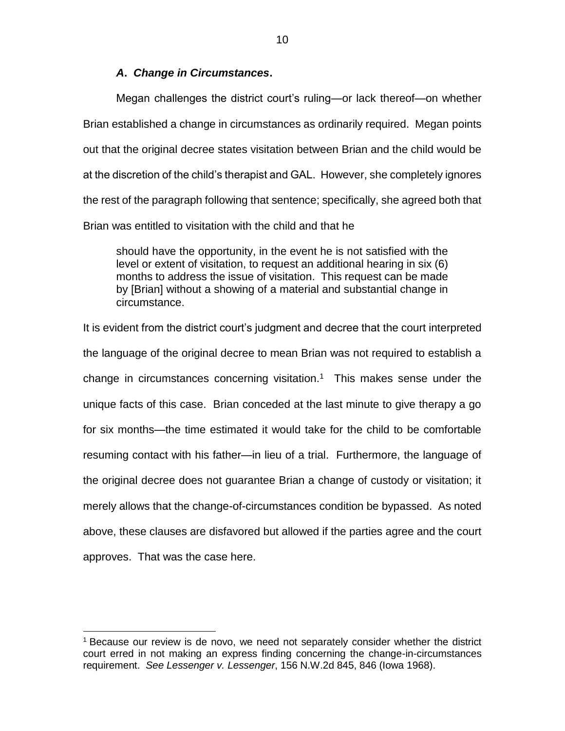### ***A. Change in Circumstances.***

Megan challenges the district court's ruling—or lack thereof—on whether Brian established a change in circumstances as ordinarily required. Megan points out that the original decree states visitation between Brian and the child would be at the discretion of the child's therapist and GAL. However, she completely ignores the rest of the paragraph following that sentence; specifically, she agreed both that Brian was entitled to visitation with the child and that he

> should have the opportunity, in the event he is not satisfied with the level or extent of visitation, to request an additional hearing in six (6) months to address the issue of visitation. This request can be made by [Brian] without a showing of a material and substantial change in circumstance.

It is evident from the district court's judgment and decree that the court interpreted the language of the original decree to mean Brian was not required to establish a change in circumstances concerning visitation.[1] This makes sense under the unique facts of this case. Brian conceded at the last minute to give therapy a go for six months—the time estimated it would take for the child to be comfortable resuming contact with his father—in lieu of a trial. Furthermore, the language of the original decree does not guarantee Brian a change of custody or visitation; it merely allows that the change-of-circumstances condition be bypassed. As noted above, these clauses are disfavored but allowed if the parties agree and the court approves. That was the case here.

[1] Because our review is de novo, we need not separately consider whether the district court erred in not making an express finding concerning the change-in-circumstances requirement. *See Lessenger v. Lessenger*, 156 N.W.2d 845, 846 (Iowa 1968).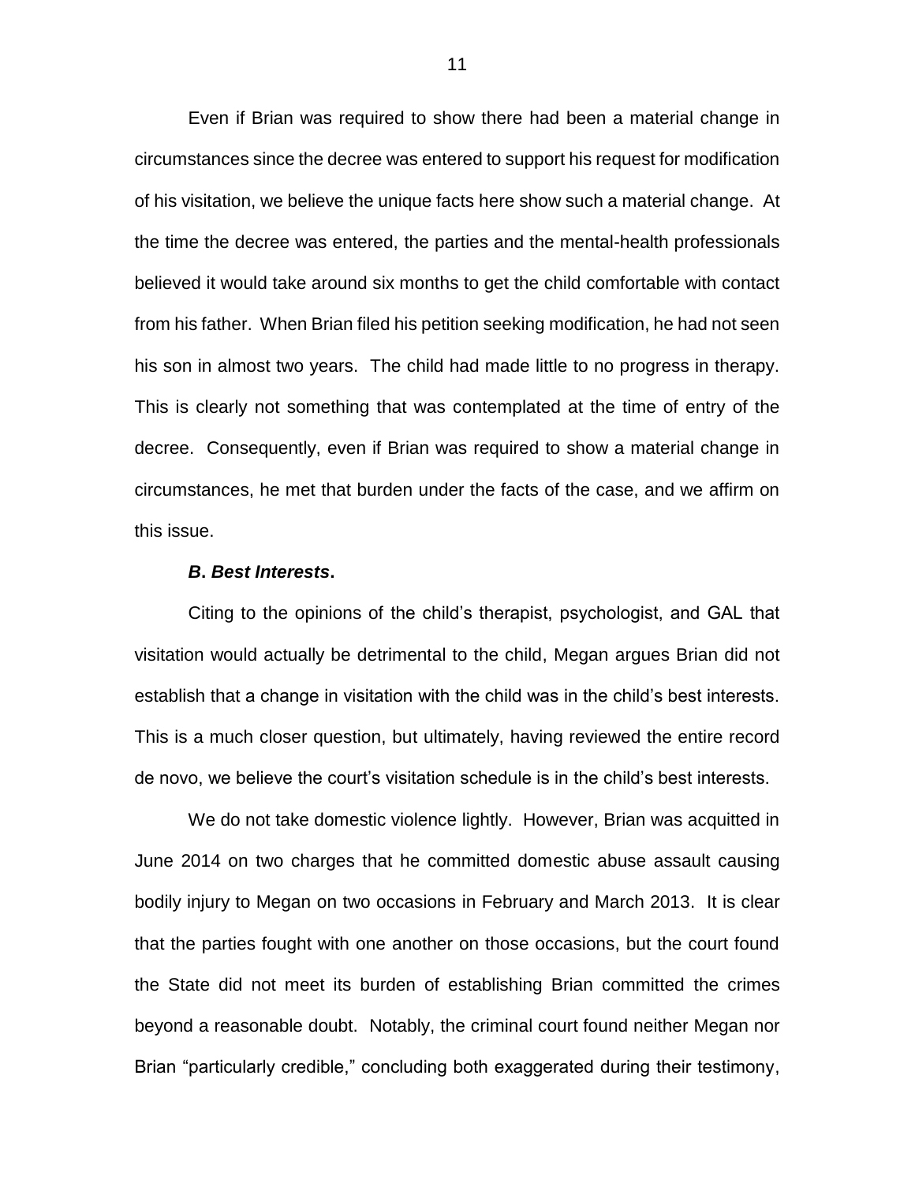Even if Brian was required to show there had been a material change in circumstances since the decree was entered to support his request for modification of his visitation, we believe the unique facts here show such a material change. At the time the decree was entered, the parties and the mental-health professionals believed it would take around six months to get the child comfortable with contact from his father. When Brian filed his petition seeking modification, he had not seen his son in almost two years. The child had made little to no progress in therapy. This is clearly not something that was contemplated at the time of entry of the decree. Consequently, even if Brian was required to show a material change in circumstances, he met that burden under the facts of the case, and we affirm on this issue.

### ***B*. *Best Interests*.**

Citing to the opinions of the child's therapist, psychologist, and GAL that visitation would actually be detrimental to the child, Megan argues Brian did not establish that a change in visitation with the child was in the child's best interests. This is a much closer question, but ultimately, having reviewed the entire record de novo, we believe the court's visitation schedule is in the child's best interests.

We do not take domestic violence lightly. However, Brian was acquitted in June 2014 on two charges that he committed domestic abuse assault causing bodily injury to Megan on two occasions in February and March 2013. It is clear that the parties fought with one another on those occasions, but the court found the State did not meet its burden of establishing Brian committed the crimes beyond a reasonable doubt. Notably, the criminal court found neither Megan nor Brian "particularly credible," concluding both exaggerated during their testimony,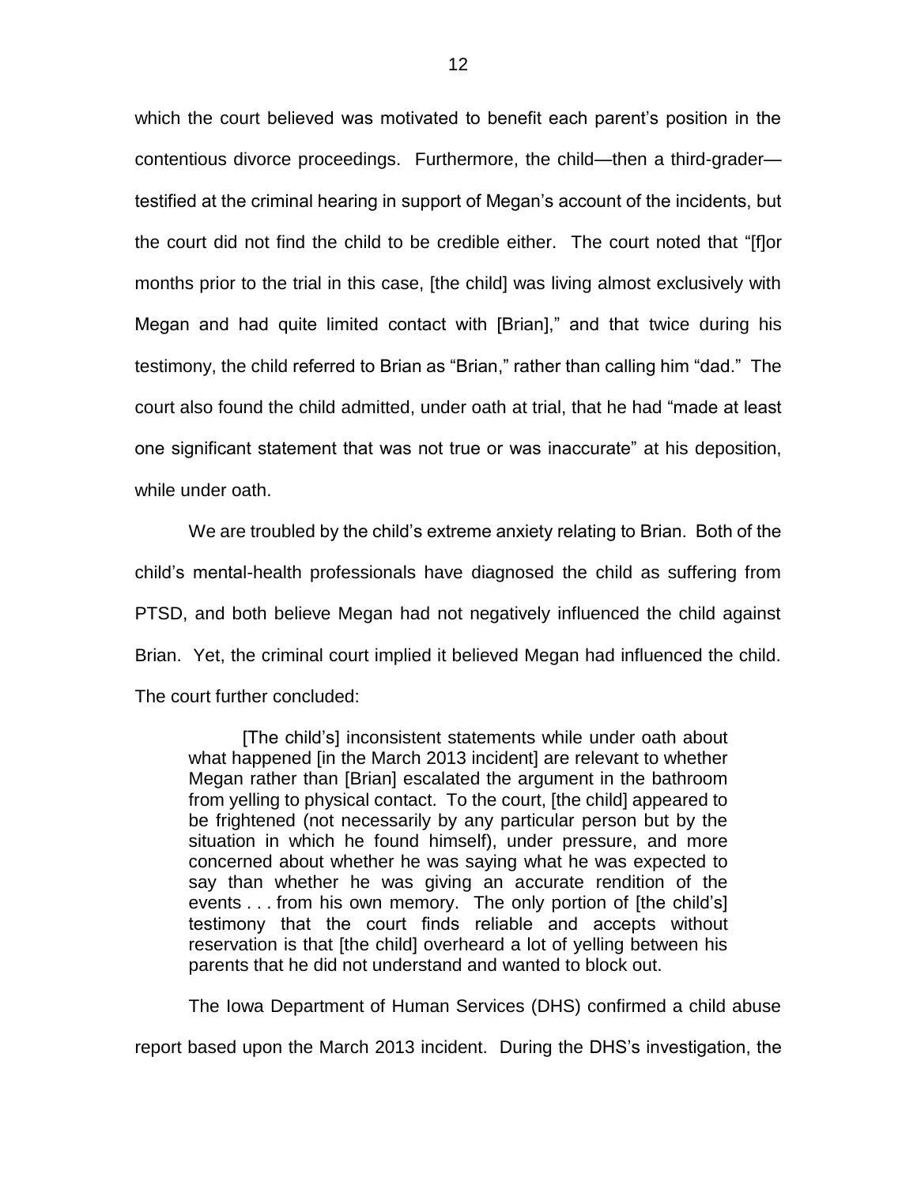which the court believed was motivated to benefit each parent's position in the contentious divorce proceedings. Furthermore, the child—then a third-grader—testified at the criminal hearing in support of Megan's account of the incidents, but the court did not find the child to be credible either. The court noted that "[f]or months prior to the trial in this case, [the child] was living almost exclusively with Megan and had quite limited contact with [Brian]," and that twice during his testimony, the child referred to Brian as "Brian," rather than calling him "dad." The court also found the child admitted, under oath at trial, that he had "made at least one significant statement that was not true or was inaccurate" at his deposition, while under oath.

We are troubled by the child's extreme anxiety relating to Brian. Both of the child's mental-health professionals have diagnosed the child as suffering from PTSD, and both believe Megan had not negatively influenced the child against Brian. Yet, the criminal court implied it believed Megan had influenced the child. The court further concluded:

> [The child's] inconsistent statements while under oath about what happened [in the March 2013 incident] are relevant to whether Megan rather than [Brian] escalated the argument in the bathroom from yelling to physical contact. To the court, [the child] appeared to be frightened (not necessarily by any particular person but by the situation in which he found himself), under pressure, and more concerned about whether he was saying what he was expected to say than whether he was giving an accurate rendition of the events . . . from his own memory. The only portion of [the child's] testimony that the court finds reliable and accepts without reservation is that [the child] overheard a lot of yelling between his parents that he did not understand and wanted to block out.

The Iowa Department of Human Services (DHS) confirmed a child abuse report based upon the March 2013 incident. During the DHS's investigation, the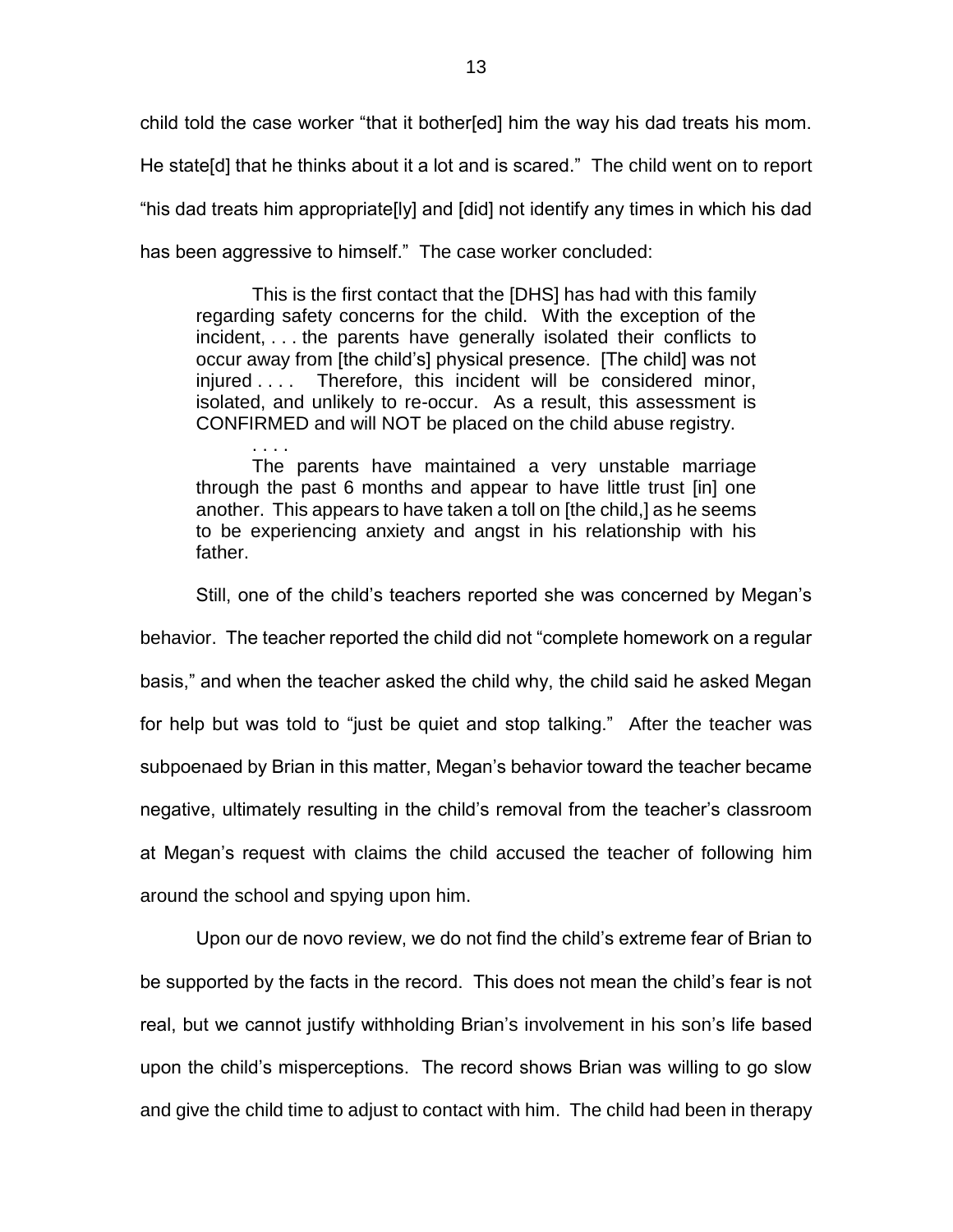child told the case worker "that it bother[ed] him the way his dad treats his mom. He state[d] that he thinks about it a lot and is scared." The child went on to report "his dad treats him appropriate[ly] and [did] not identify any times in which his dad has been aggressive to himself." The case worker concluded:

> This is the first contact that the [DHS] has had with this family regarding safety concerns for the child. With the exception of the incident, . . . the parents have generally isolated their conflicts to occur away from [the child's] physical presence. [The child] was not injured . . . . Therefore, this incident will be considered minor, isolated, and unlikely to re-occur. As a result, this assessment is CONFIRMED and will NOT be placed on the child abuse registry.
>
> . . . .
>
> The parents have maintained a very unstable marriage through the past 6 months and appear to have little trust [in] one another. This appears to have taken a toll on [the child,] as he seems to be experiencing anxiety and angst in his relationship with his father.

Still, one of the child's teachers reported she was concerned by Megan's behavior. The teacher reported the child did not "complete homework on a regular basis," and when the teacher asked the child why, the child said he asked Megan for help but was told to "just be quiet and stop talking." After the teacher was subpoenaed by Brian in this matter, Megan's behavior toward the teacher became negative, ultimately resulting in the child's removal from the teacher's classroom at Megan's request with claims the child accused the teacher of following him around the school and spying upon him.

Upon our de novo review, we do not find the child's extreme fear of Brian to be supported by the facts in the record. This does not mean the child's fear is not real, but we cannot justify withholding Brian's involvement in his son's life based upon the child's misperceptions. The record shows Brian was willing to go slow and give the child time to adjust to contact with him. The child had been in therapy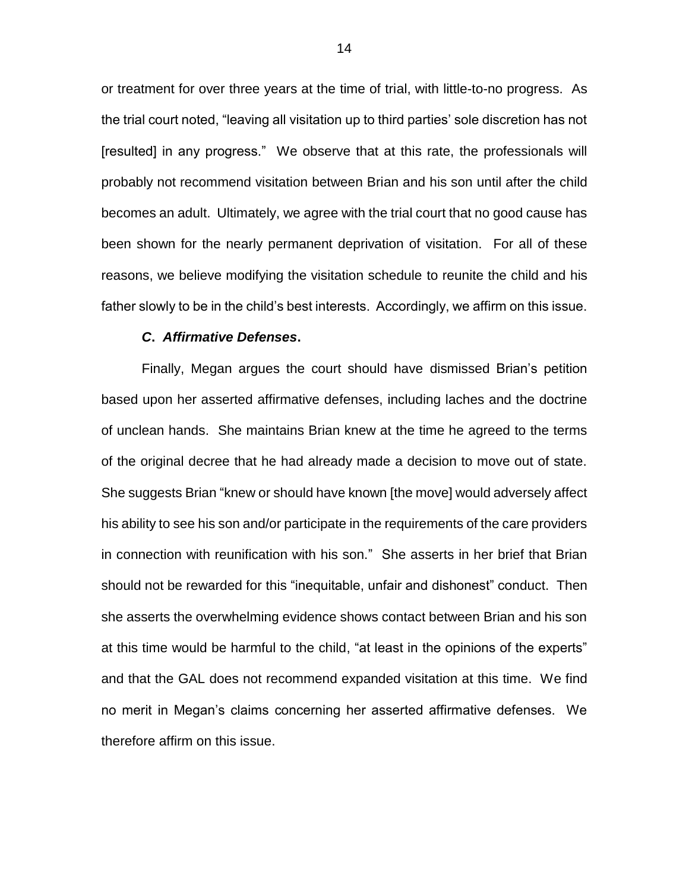or treatment for over three years at the time of trial, with little-to-no progress. As the trial court noted, "leaving all visitation up to third parties' sole discretion has not [resulted] in any progress." We observe that at this rate, the professionals will probably not recommend visitation between Brian and his son until after the child becomes an adult. Ultimately, we agree with the trial court that no good cause has been shown for the nearly permanent deprivation of visitation. For all of these reasons, we believe modifying the visitation schedule to reunite the child and his father slowly to be in the child's best interests. Accordingly, we affirm on this issue.

### *C. Affirmative Defenses***.**

Finally, Megan argues the court should have dismissed Brian's petition based upon her asserted affirmative defenses, including laches and the doctrine of unclean hands. She maintains Brian knew at the time he agreed to the terms of the original decree that he had already made a decision to move out of state. She suggests Brian "knew or should have known [the move] would adversely affect his ability to see his son and/or participate in the requirements of the care providers in connection with reunification with his son." She asserts in her brief that Brian should not be rewarded for this "inequitable, unfair and dishonest" conduct. Then she asserts the overwhelming evidence shows contact between Brian and his son at this time would be harmful to the child, "at least in the opinions of the experts" and that the GAL does not recommend expanded visitation at this time. We find no merit in Megan's claims concerning her asserted affirmative defenses. We therefore affirm on this issue.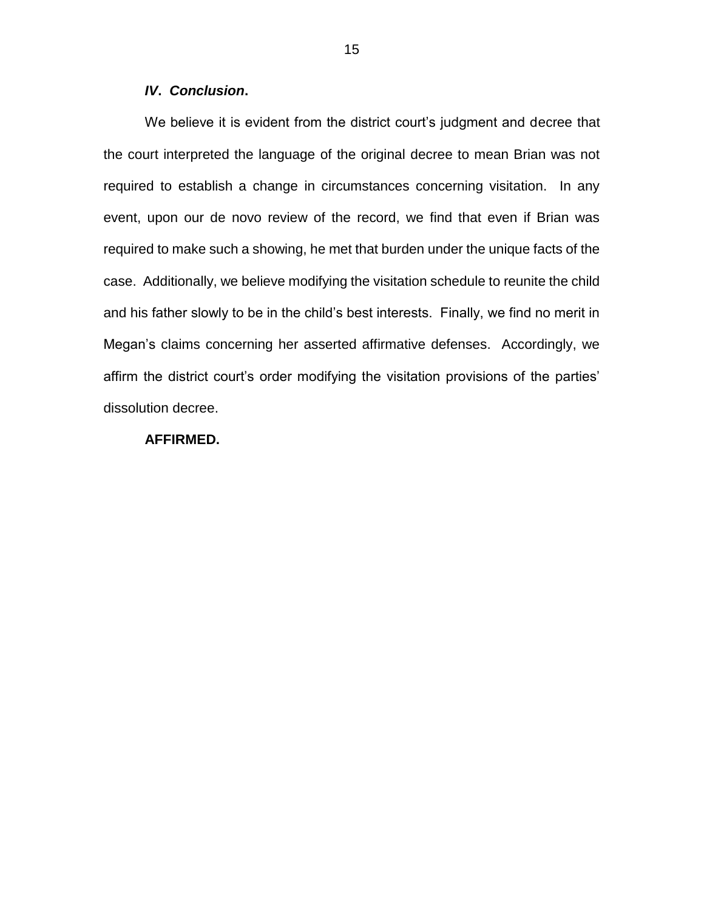***IV. Conclusion.***

We believe it is evident from the district court's judgment and decree that the court interpreted the language of the original decree to mean Brian was not required to establish a change in circumstances concerning visitation. In any event, upon our de novo review of the record, we find that even if Brian was required to make such a showing, he met that burden under the unique facts of the case. Additionally, we believe modifying the visitation schedule to reunite the child and his father slowly to be in the child's best interests. Finally, we find no merit in Megan's claims concerning her asserted affirmative defenses. Accordingly, we affirm the district court's order modifying the visitation provisions of the parties' dissolution decree.

**AFFIRMED.**